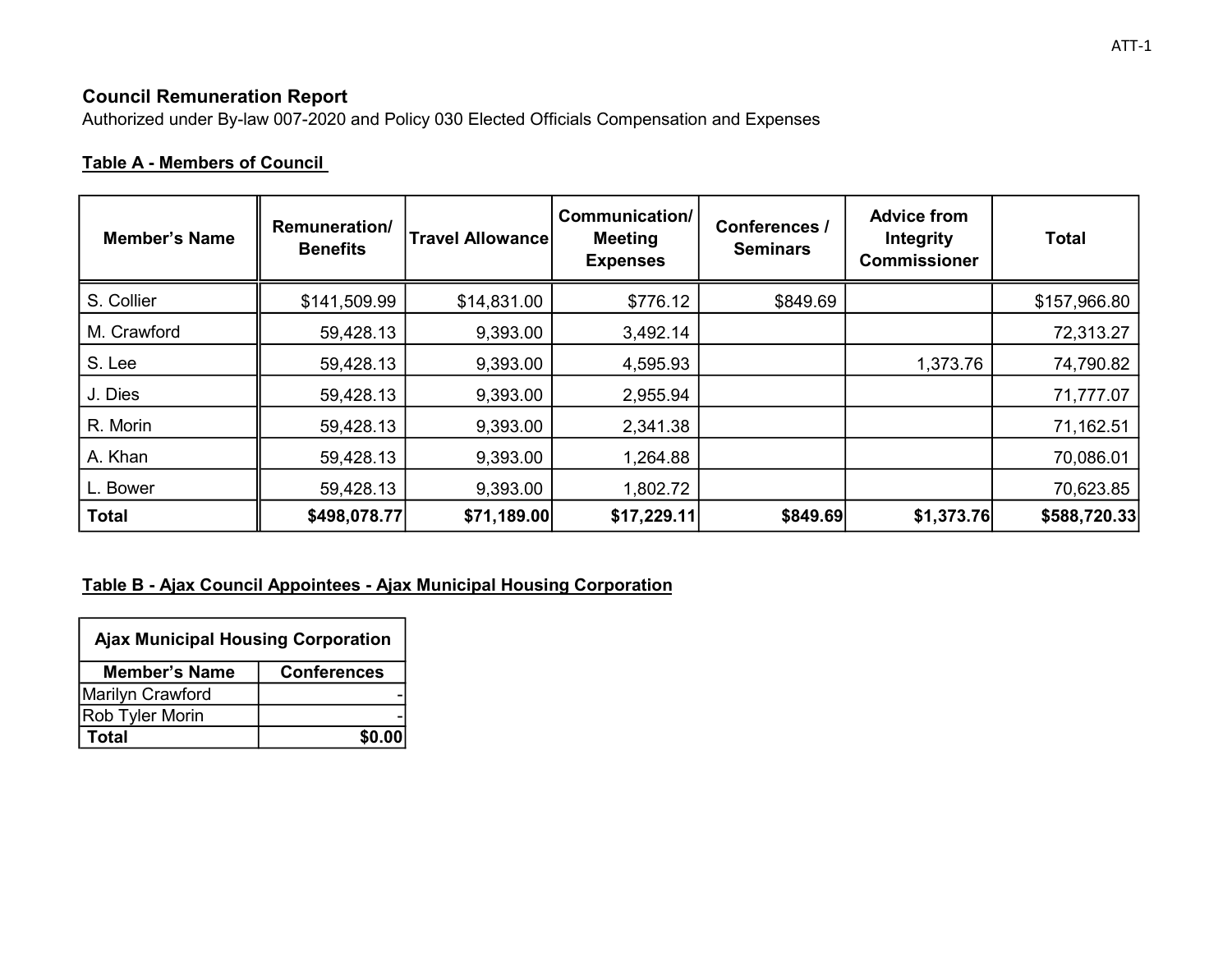ATT-1

## Council Remuneration Report

Authorized under By-law 007-2020 and Policy 030 Elected Officials Compensation and Expenses

### Table A - Members of Council

| Member's Name | Remuneration/ Benefits | Travel Allowance | Communication/ Meeting Expenses | Conferences / Seminars | Advice from Integrity Commissioner | Total |
|---|---|---|---|---|---|---|
| S. Collier | $141,509.99 | $14,831.00 | $776.12 | $849.69 | | $157,966.80 |
| M. Crawford | 59,428.13 | 9,393.00 | 3,492.14 | | | 72,313.27 |
| S. Lee | 59,428.13 | 9,393.00 | 4,595.93 | | 1,373.76 | 74,790.82 |
| J. Dies | 59,428.13 | 9,393.00 | 2,955.94 | | | 71,777.07 |
| R. Morin | 59,428.13 | 9,393.00 | 2,341.38 | | | 71,162.51 |
| A. Khan | 59,428.13 | 9,393.00 | 1,264.88 | | | 70,086.01 |
| L. Bower | 59,428.13 | 9,393.00 | 1,802.72 | | | 70,623.85 |
| **Total** | **$498,078.77** | **$71,189.00** | **$17,229.11** | **$849.69** | **$1,373.76** | **$588,720.33** |

### Table B - Ajax Council Appointees - Ajax Municipal Housing Corporation

| Ajax Municipal Housing Corporation | |
|---|---|
| **Member's Name** | **Conferences** |
| Marilyn Crawford | - |
| Rob Tyler Morin | - |
| **Total** | **$0.00** |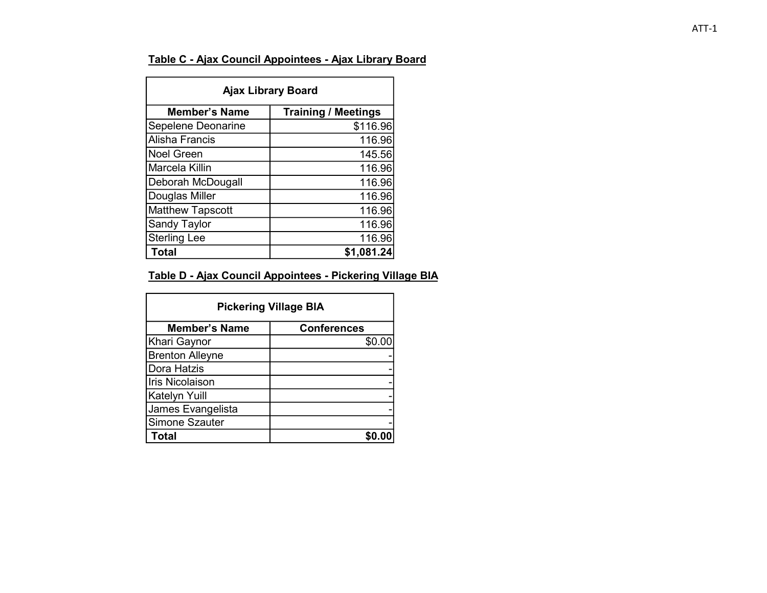**Table C - Ajax Council Appointees - Ajax Library Board**

| Ajax Library Board | |
|---|---|
| **Member's Name** | **Training / Meetings** |
| Sepelene Deonarine | $116.96 |
| Alisha Francis | 116.96 |
| Noel Green | 145.56 |
| Marcela Killin | 116.96 |
| Deborah McDougall | 116.96 |
| Douglas Miller | 116.96 |
| Matthew Tapscott | 116.96 |
| Sandy Taylor | 116.96 |
| Sterling Lee | 116.96 |
| **Total** | **$1,081.24** |

**Table D - Ajax Council Appointees - Pickering Village BIA**

| Pickering Village BIA | |
|---|---|
| **Member's Name** | **Conferences** |
| Khari Gaynor | $0.00 |
| Brenton Alleyne | - |
| Dora Hatzis | - |
| Iris Nicolaison | - |
| Katelyn Yuill | - |
| James Evangelista | - |
| Simone Szauter | - |
| **Total** | **$0.00** |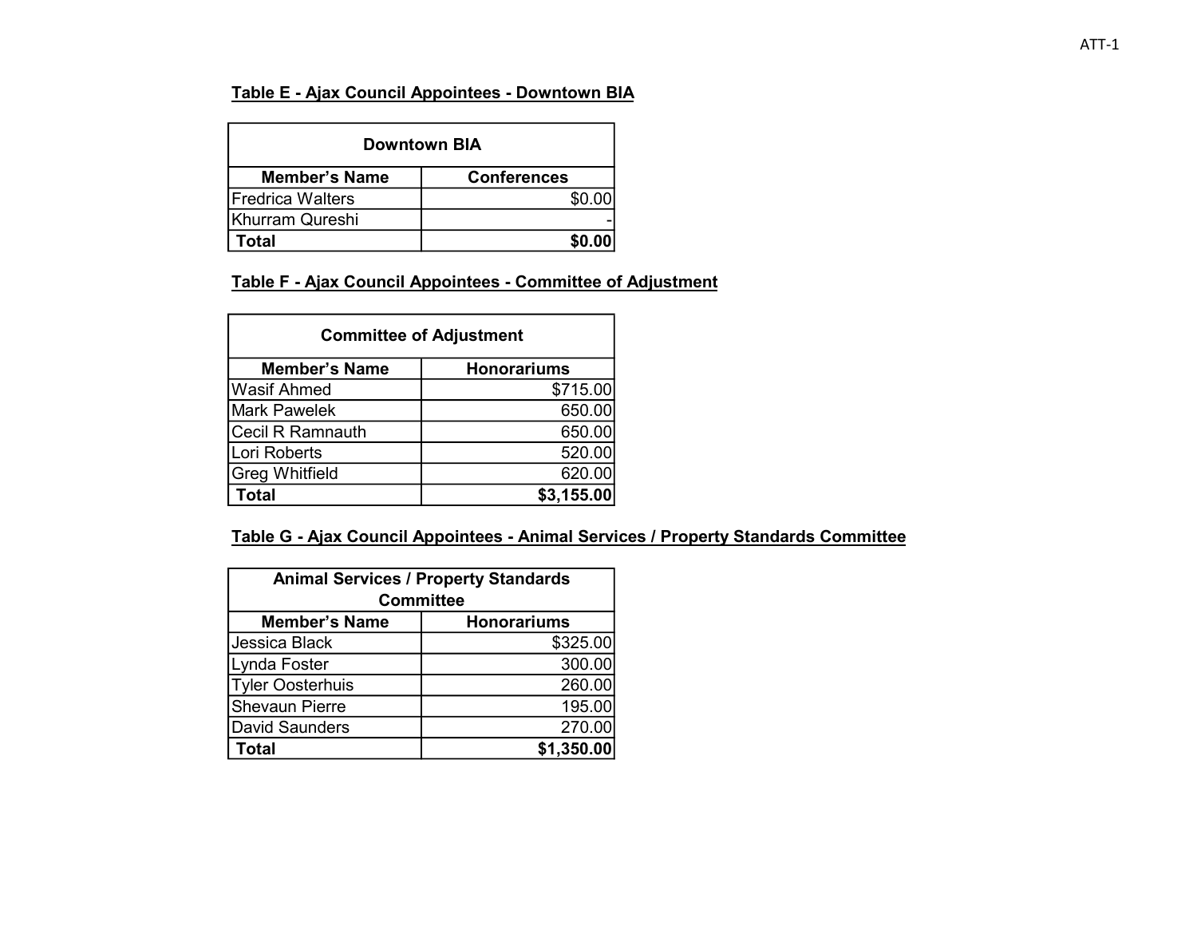### Table E - Ajax Council Appointees - Downtown BIA

| Downtown BIA | |
|---|---|
| **Member's Name** | **Conferences** |
| Fredrica Walters | $0.00 |
| Khurram Qureshi | - |
| **Total** | **$0.00** |

### Table F - Ajax Council Appointees - Committee of Adjustment

| Committee of Adjustment | |
|---|---|
| **Member's Name** | **Honorariums** |
| Wasif Ahmed | $715.00 |
| Mark Pawelek | 650.00 |
| Cecil R Ramnauth | 650.00 |
| Lori Roberts | 520.00 |
| Greg Whitfield | 620.00 |
| **Total** | **$3,155.00** |

### Table G - Ajax Council Appointees - Animal Services / Property Standards Committee

| Animal Services / Property Standards Committee | |
|---|---|
| **Member's Name** | **Honorariums** |
| Jessica Black | $325.00 |
| Lynda Foster | 300.00 |
| Tyler Oosterhuis | 260.00 |
| Shevaun Pierre | 195.00 |
| David Saunders | 270.00 |
| **Total** | **$1,350.00** |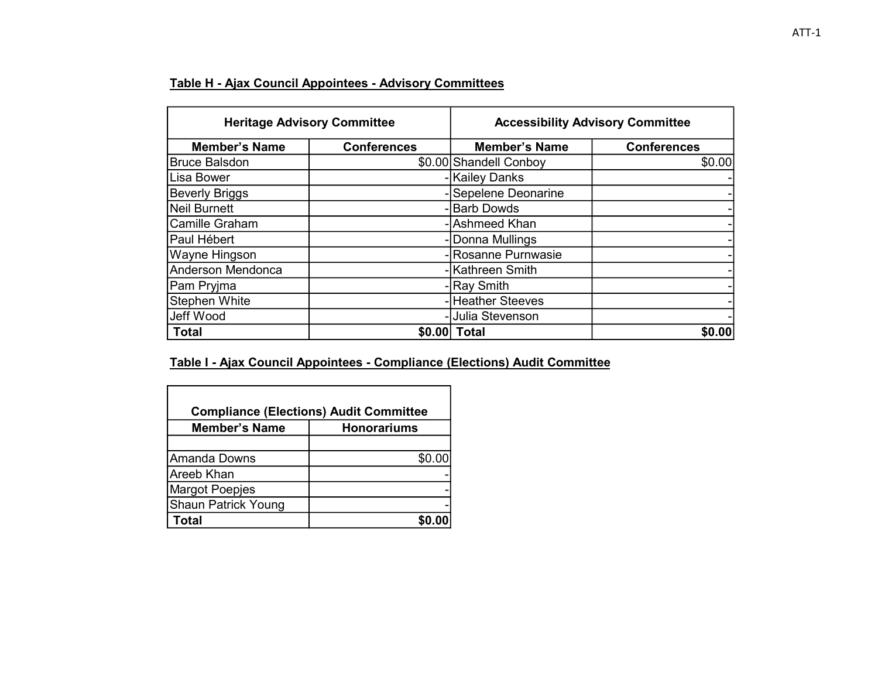## Table H - Ajax Council Appointees - Advisory Committees

| Heritage Advisory Committee | | Accessibility Advisory Committee | |
|---|---|---|---|
| **Member's Name** | **Conferences** | **Member's Name** | **Conferences** |
| Bruce Balsdon | $0.00 | Shandell Conboy | $0.00 |
| Lisa Bower | - | Kailey Danks | - |
| Beverly Briggs | - | Sepelene Deonarine | - |
| Neil Burnett | - | Barb Dowds | - |
| Camille Graham | - | Ashmeed Khan | - |
| Paul Hébert | - | Donna Mullings | - |
| Wayne Hingson | - | Rosanne Purnwasie | - |
| Anderson Mendonca | - | Kathreen Smith | - |
| Pam Pryjma | - | Ray Smith | - |
| Stephen White | - | Heather Steeves | - |
| Jeff Wood | - | Julia Stevenson | - |
| **Total** | **$0.00** | **Total** | **$0.00** |

## Table I - Ajax Council Appointees - Compliance (Elections) Audit Committee

| Compliance (Elections) Audit Committee | |
|---|---|
| **Member's Name** | **Honorariums** |
| | |
| Amanda Downs | $0.00 |
| Areeb Khan | - |
| Margot Poepjes | - |
| Shaun Patrick Young | - |
| **Total** | **$0.00** |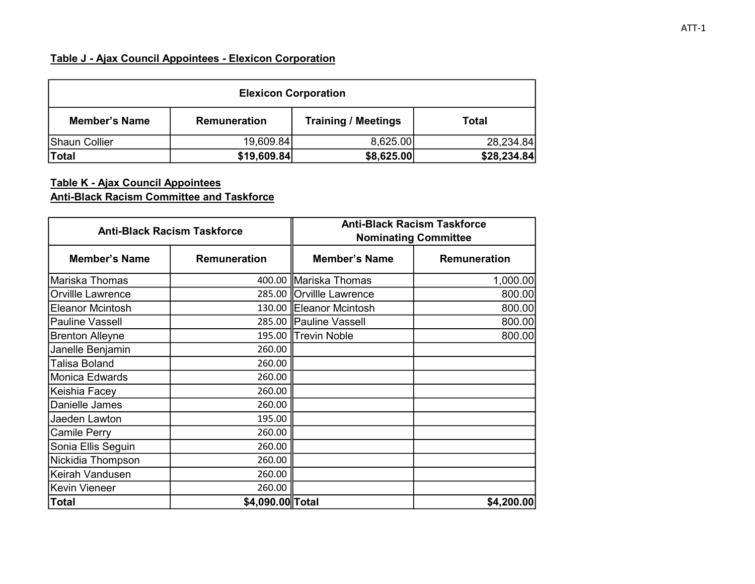### Table J - Ajax Council Appointees - Elexicon Corporation

| Elexicon Corporation | | | |
|---|---|---|---|
| **Member's Name** | **Remuneration** | **Training / Meetings** | **Total** |
| Shaun Collier | 19,609.84 | 8,625.00 | 28,234.84 |
| **Total** | **$19,609.84** | **$8,625.00** | **$28,234.84** |

### Table K - Ajax Council Appointees
### Anti-Black Racism Committee and Taskforce

| Anti-Black Racism Taskforce | | Anti-Black Racism Taskforce Nominating Committee | |
|---|---|---|---|
| **Member's Name** | **Remuneration** | **Member's Name** | **Remuneration** |
| Mariska Thomas | 400.00 | Mariska Thomas | 1,000.00 |
| Orvillle Lawrence | 285.00 | Orvillle Lawrence | 800.00 |
| Eleanor Mcintosh | 130.00 | Eleanor Mcintosh | 800.00 |
| Pauline Vassell | 285.00 | Pauline Vassell | 800.00 |
| Brenton Alleyne | 195.00 | Trevin Noble | 800.00 |
| Janelle Benjamin | 260.00 | | |
| Talisa Boland | 260.00 | | |
| Monica Edwards | 260.00 | | |
| Keishia Facey | 260.00 | | |
| Danielle James | 260.00 | | |
| Jaeden Lawton | 195.00 | | |
| Camile Perry | 260.00 | | |
| Sonia Ellis Seguin | 260.00 | | |
| Nickidia Thompson | 260.00 | | |
| Keirah Vandusen | 260.00 | | |
| Kevin Vieneer | 260.00 | | |
| **Total** | **$4,090.00** | **Total** | **$4,200.00** |